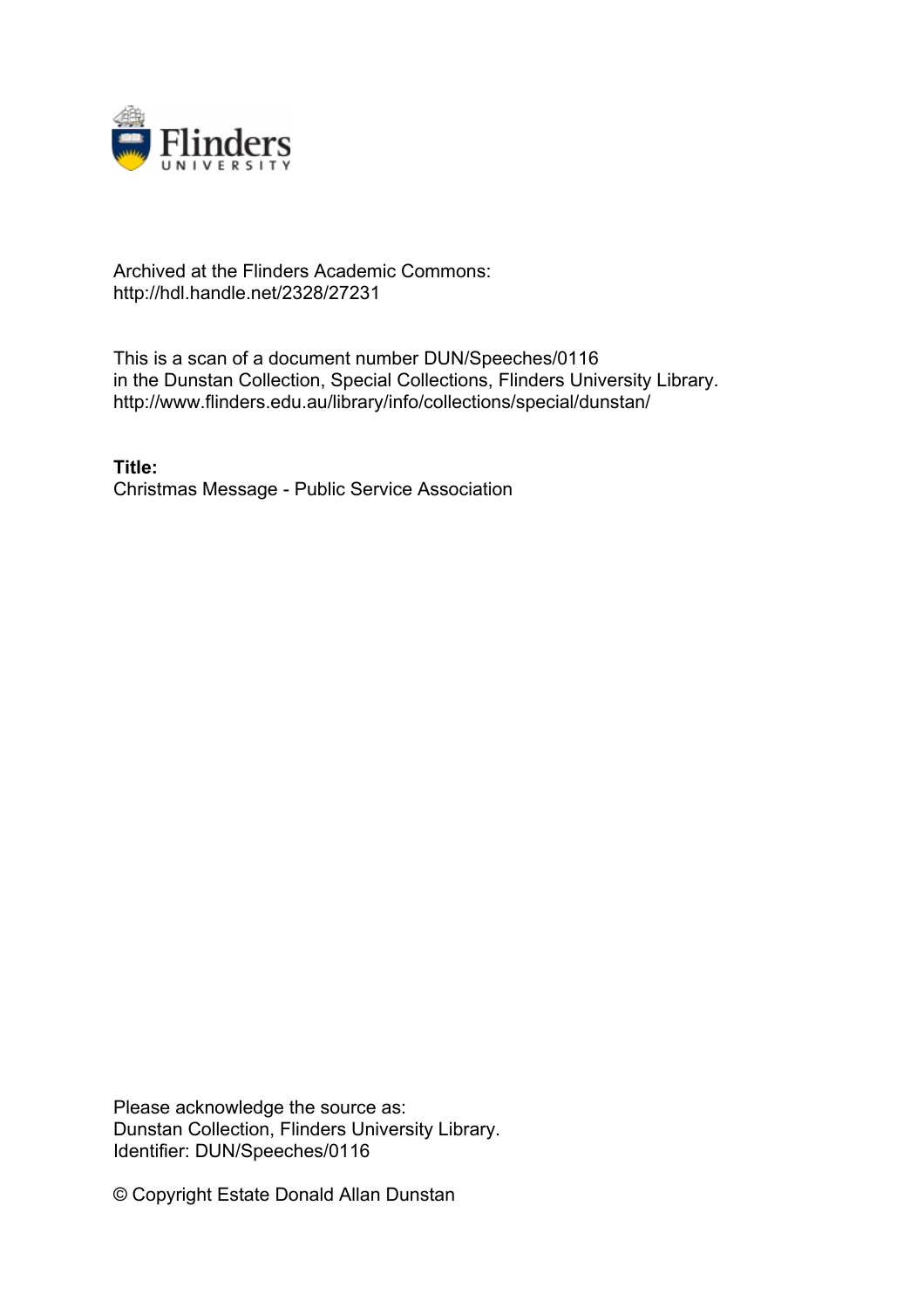Archived at the Flinders Academic Commons:
http://hdl.handle.net/2328/27231

This is a scan of a document number DUN/Speeches/0116
in the Dunstan Collection, Special Collections, Flinders University Library.
http://www.flinders.edu.au/library/info/collections/special/dunstan/

**Title:**
Christmas Message - Public Service Association

Please acknowledge the source as:
Dunstan Collection, Flinders University Library.
Identifier: DUN/Speeches/0116

© Copyright Estate Donald Allan Dunstan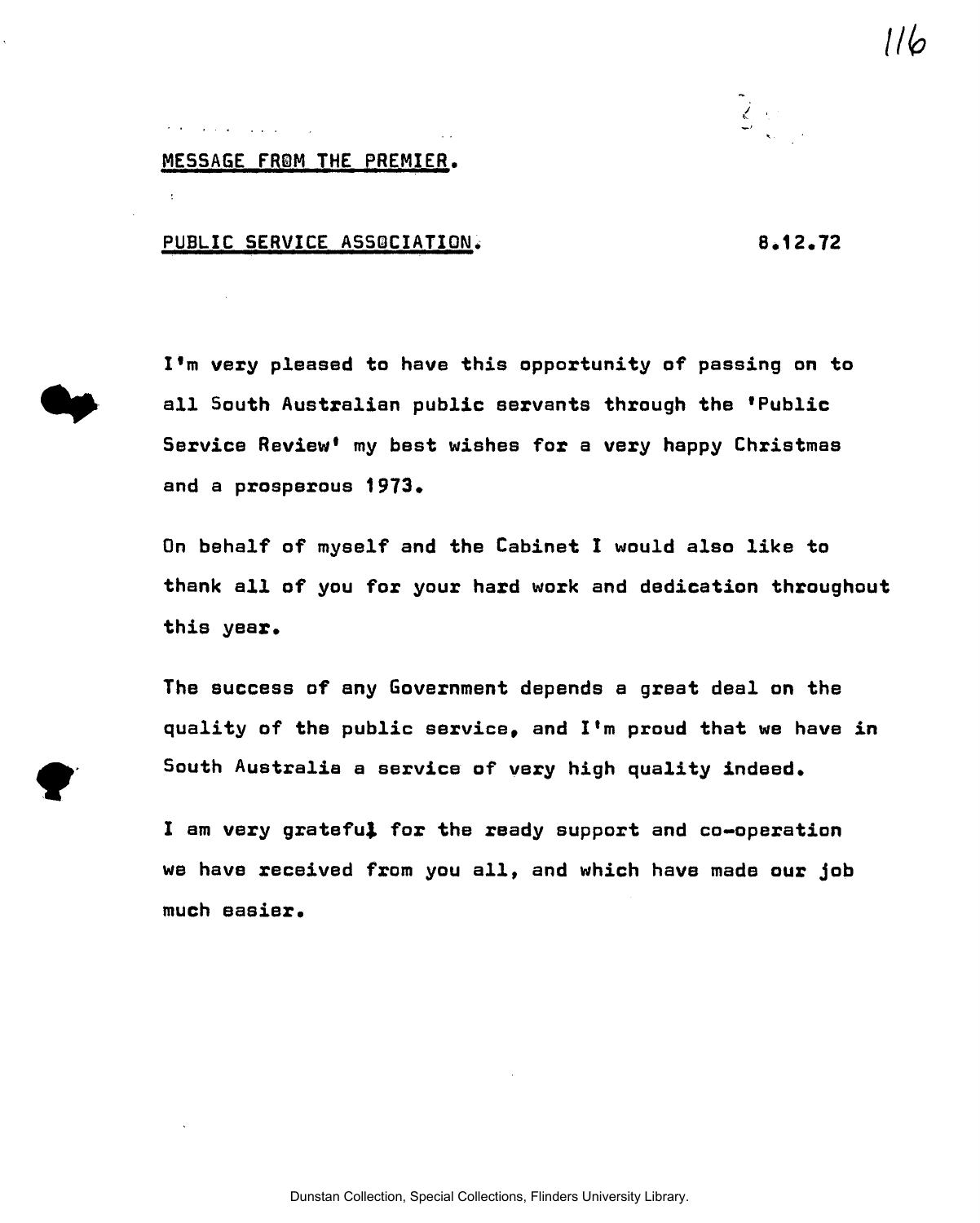MESSAGE FROM THE PREMIER.

PUBLIC SERVICE ASSOCIATION. 8.12.72

I'm very pleased to have this opportunity of passing on to all South Australian public servants through the 'Public Service Review' my best wishes for a very happy Christmas and a prosperous 1973.

On behalf of myself and the Cabinet I would also like to thank all of you for your hard work and dedication throughout this year.

The success of any Government depends a great deal on the quality of the public service, and I'm proud that we have in South Australia a service of very high quality indeed.

I am very grateful for the ready support and co-operation we have received from you all, and which have made our job much easier.

Dunstan Collection, Special Collections, Flinders University Library.